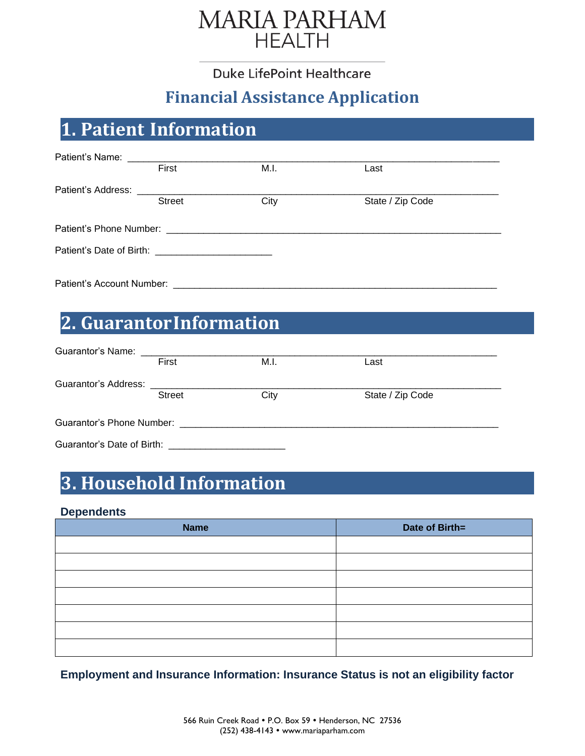# MARIA PARHAM HEALTH

Duke LifePoint Healthcare

## Financial Assistance Application

## 1. Patient Information

Patient's Name: ______________________________________________________________________
First M.I. Last

Patient's Address: ____________________________________________________________________
Street City State / Zip Code

Patient's Phone Number: _______________________________________________________________

Patient's Date of Birth: ______________________

Patient's Account Number: _____________________________________________________________

## 2. Guarantor Information

Guarantor's Name: ____________________________________________________________________
First M.I. Last

Guarantor's Address: __________________________________________________________________
Street City State / Zip Code

Guarantor's Phone Number: _____________________________________________________________

Guarantor's Date of Birth: ______________________

## 3. Household Information

### Dependents

| Name | Date of Birth= |
|---|---|
| | |
| | |
| | |
| | |
| | |
| | |
| | |

**Employment and Insurance Information: Insurance Status is not an eligibility factor**

566 Ruin Creek Road • P.O. Box 59 • Henderson, NC 27536
(252) 438-4143 • www.mariaparham.com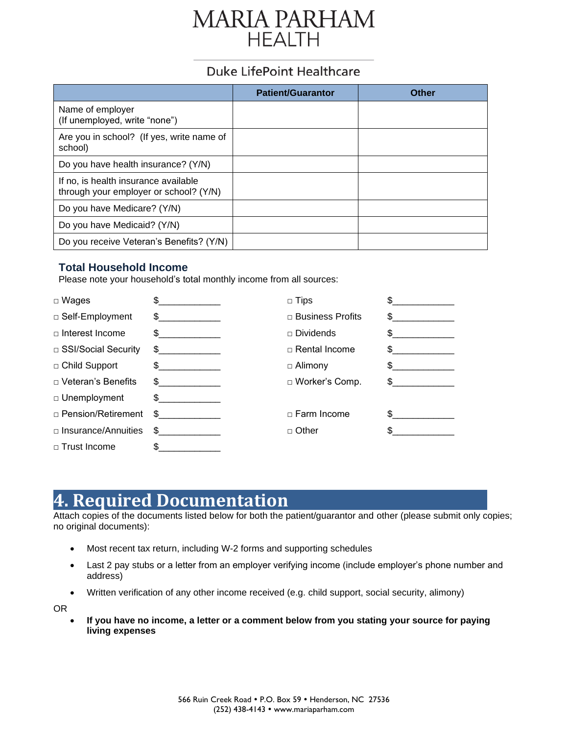MARIA PARHAM HEALTH

Duke LifePoint Healthcare

| | Patient/Guarantor | Other |
|---|---|---|
| Name of employer (If unemployed, write "none") | | |
| Are you in school? (If yes, write name of school) | | |
| Do you have health insurance? (Y/N) | | |
| If no, is health insurance available through your employer or school? (Y/N) | | |
| Do you have Medicare? (Y/N) | | |
| Do you have Medicaid? (Y/N) | | |
| Do you receive Veteran's Benefits? (Y/N) | | |

### Total Household Income

Please note your household's total monthly income from all sources:

- □ Wages $____________
- □ Self-Employment $____________
- □ Interest Income $____________
- □ SSI/Social Security $____________
- □ Child Support $____________
- □ Veteran's Benefits $____________
- □ Unemployment $____________
- □ Pension/Retirement $____________
- □ Insurance/Annuities $____________
- □ Trust Income $____________
- □ Tips $____________
- □ Business Profits $____________
- □ Dividends $____________
- □ Rental Income $____________
- □ Alimony $____________
- □ Worker's Comp. $____________
- □ Farm Income $____________
- □ Other $____________

## 4. Required Documentation

Attach copies of the documents listed below for both the patient/guarantor and other (please submit only copies; no original documents):

- Most recent tax return, including W-2 forms and supporting schedules
- Last 2 pay stubs or a letter from an employer verifying income (include employer's phone number and address)
- Written verification of any other income received (e.g. child support, social security, alimony)

OR

- **If you have no income, a letter or a comment below from you stating your source for paying living expenses**

566 Ruin Creek Road • P.O. Box 59 • Henderson, NC 27536
(252) 438-4143 • www.mariaparham.com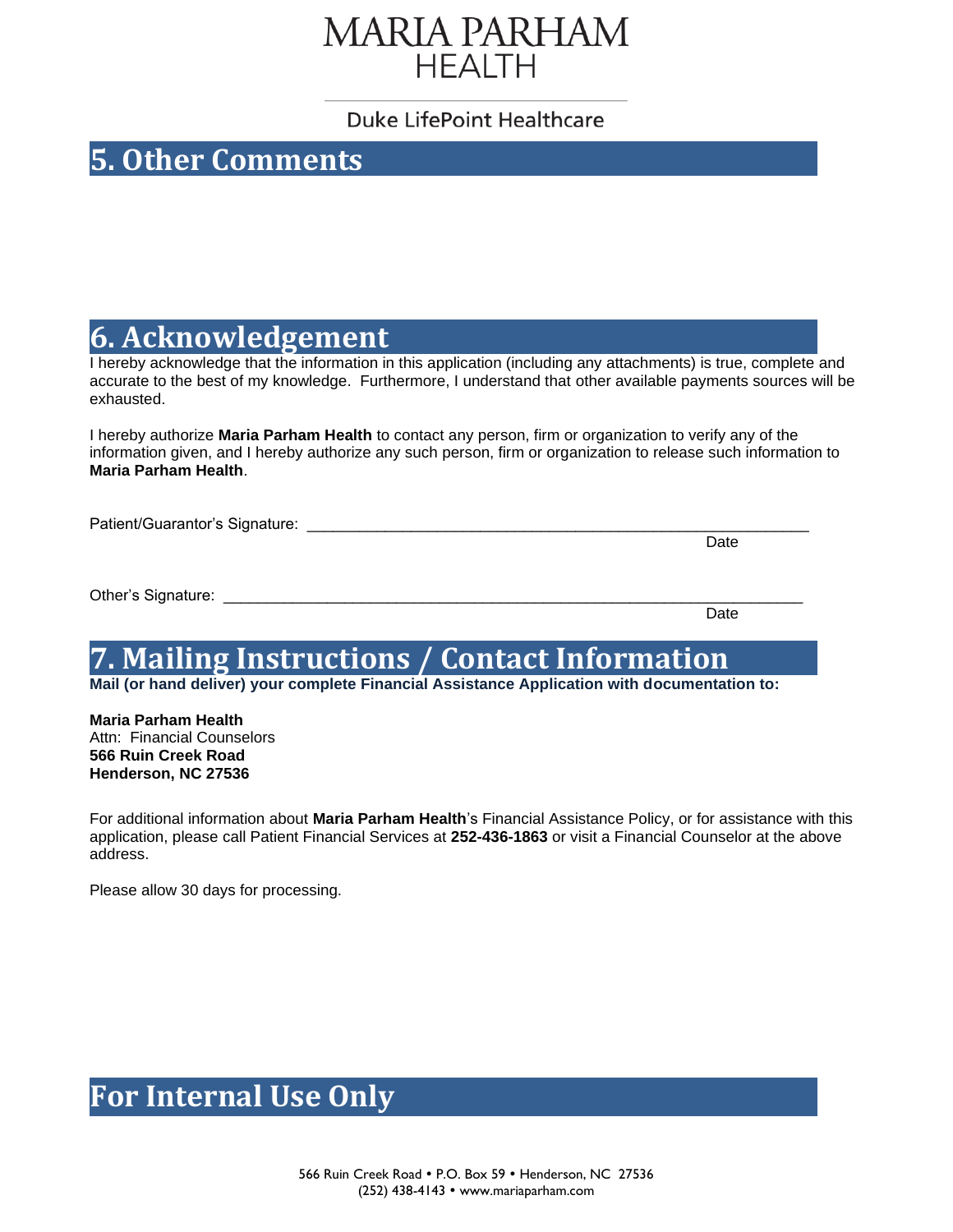# MARIA PARHAM HEALTH

Duke LifePoint Healthcare

## 5. Other Comments

## 6. Acknowledgement

I hereby acknowledge that the information in this application (including any attachments) is true, complete and accurate to the best of my knowledge. Furthermore, I understand that other available payments sources will be exhausted.

I hereby authorize **Maria Parham Health** to contact any person, firm or organization to verify any of the information given, and I hereby authorize any such person, firm or organization to release such information to **Maria Parham Health**.

Patient/Guarantor's Signature: ____________________________________________________________

Date

Other's Signature: ______________________________________________________________________

Date

## 7. Mailing Instructions / Contact Information

**Mail (or hand deliver) your complete Financial Assistance Application with documentation to:**

**Maria Parham Health**
Attn: Financial Counselors
**566 Ruin Creek Road**
**Henderson, NC 27536**

For additional information about **Maria Parham Health**'s Financial Assistance Policy, or for assistance with this application, please call Patient Financial Services at **252-436-1863** or visit a Financial Counselor at the above address.

Please allow 30 days for processing.

## For Internal Use Only

566 Ruin Creek Road • P.O. Box 59 • Henderson, NC 27536
(252) 438-4143 • www.mariaparham.com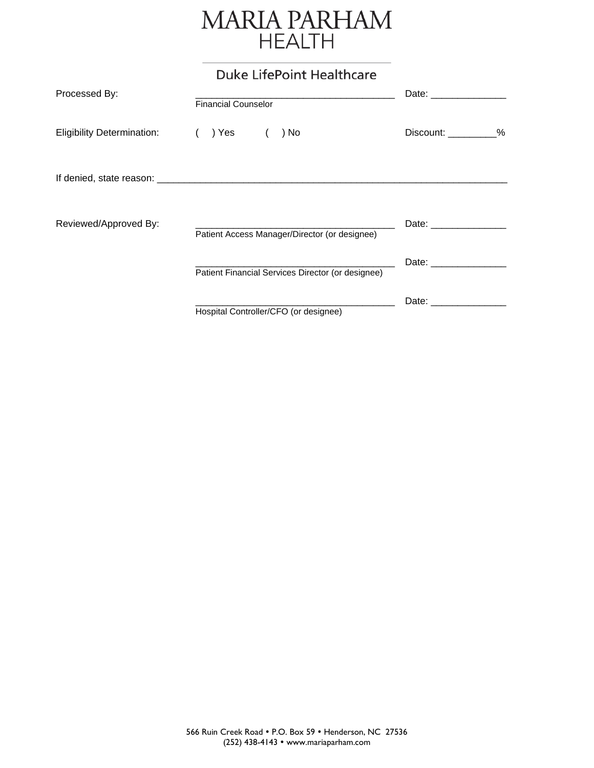# MARIA PARHAM
## HEALTH

Duke LifePoint Healthcare

Processed By: ______________________________________ Date: ______________
Financial Counselor

Eligibility Determination: (   ) Yes   (   ) No   Discount: _________%

If denied, state reason: ___________________________________________________________________

Reviewed/Approved By: ______________________________________ Date: ______________
Patient Access Manager/Director (or designee)

______________________________________ Date: ______________
Patient Financial Services Director (or designee)

______________________________________ Date: ______________
Hospital Controller/CFO (or designee)

566 Ruin Creek Road • P.O. Box 59 • Henderson, NC 27536
(252) 438-4143 • www.mariaparham.com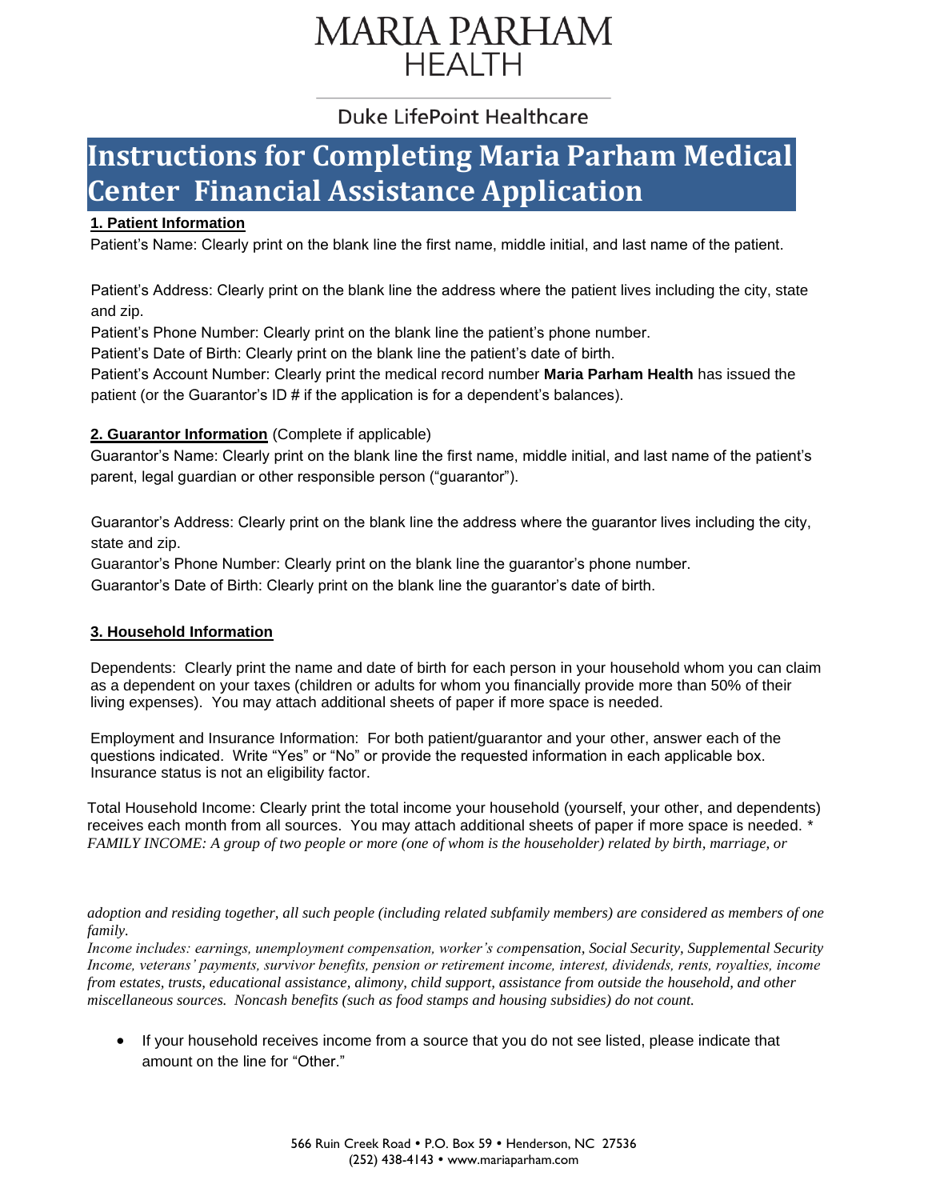MARIA PARHAM
HEALTH

Duke LifePoint Healthcare

# Instructions for Completing Maria Parham Medical Center Financial Assistance Application

**1. Patient Information**

Patient's Name: Clearly print on the blank line the first name, middle initial, and last name of the patient.

Patient's Address: Clearly print on the blank line the address where the patient lives including the city, state and zip.

Patient's Phone Number: Clearly print on the blank line the patient's phone number.

Patient's Date of Birth: Clearly print on the blank line the patient's date of birth.

Patient's Account Number: Clearly print the medical record number **Maria Parham Health** has issued the patient (or the Guarantor's ID # if the application is for a dependent's balances).

**2. Guarantor Information** (Complete if applicable)

Guarantor's Name: Clearly print on the blank line the first name, middle initial, and last name of the patient's parent, legal guardian or other responsible person ("guarantor").

Guarantor's Address: Clearly print on the blank line the address where the guarantor lives including the city, state and zip.

Guarantor's Phone Number: Clearly print on the blank line the guarantor's phone number.

Guarantor's Date of Birth: Clearly print on the blank line the guarantor's date of birth.

**3. Household Information**

Dependents: Clearly print the name and date of birth for each person in your household whom you can claim as a dependent on your taxes (children or adults for whom you financially provide more than 50% of their living expenses). You may attach additional sheets of paper if more space is needed.

Employment and Insurance Information: For both patient/guarantor and your other, answer each of the questions indicated. Write "Yes" or "No" or provide the requested information in each applicable box. Insurance status is not an eligibility factor.

Total Household Income: Clearly print the total income your household (yourself, your other, and dependents) receives each month from all sources. You may attach additional sheets of paper if more space is needed. * *FAMILY INCOME: A group of two people or more (one of whom is the householder) related by birth, marriage, or adoption and residing together, all such people (including related subfamily members) are considered as members of one family.*

*Income includes: earnings, unemployment compensation, worker's compensation, Social Security, Supplemental Security Income, veterans' payments, survivor benefits, pension or retirement income, interest, dividends, rents, royalties, income from estates, trusts, educational assistance, alimony, child support, assistance from outside the household, and other miscellaneous sources. Noncash benefits (such as food stamps and housing subsidies) do not count.*

- If your household receives income from a source that you do not see listed, please indicate that amount on the line for "Other."

566 Ruin Creek Road • P.O. Box 59 • Henderson, NC 27536
(252) 438-4143 • www.mariaparham.com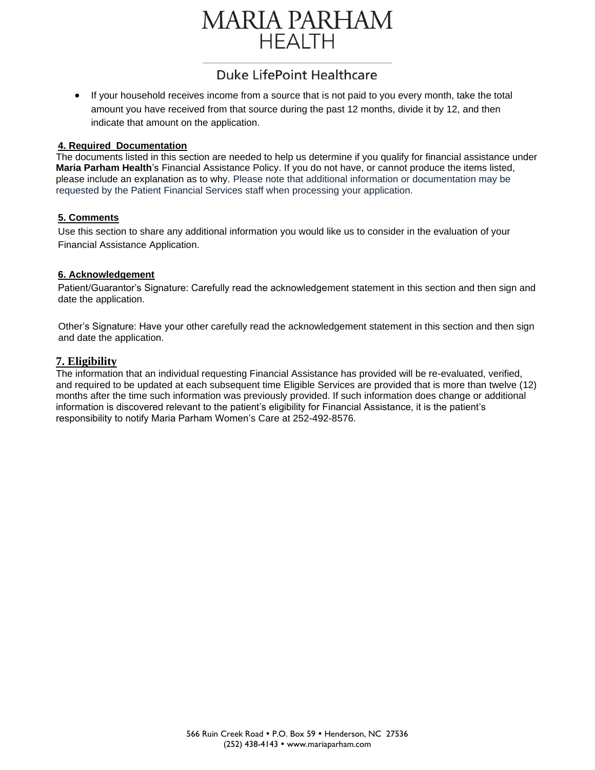- If your household receives income from a source that is not paid to you every month, take the total amount you have received from that source during the past 12 months, divide it by 12, and then indicate that amount on the application.

### 4. Required Documentation

The documents listed in this section are needed to help us determine if you qualify for financial assistance under **Maria Parham Health**'s Financial Assistance Policy. If you do not have, or cannot produce the items listed, please include an explanation as to why. Please note that additional information or documentation may be requested by the Patient Financial Services staff when processing your application.

### 5. Comments

Use this section to share any additional information you would like us to consider in the evaluation of your Financial Assistance Application.

### 6. Acknowledgement

Patient/Guarantor's Signature: Carefully read the acknowledgement statement in this section and then sign and date the application.

Other's Signature: Have your other carefully read the acknowledgement statement in this section and then sign and date the application.

### 7. Eligibility

The information that an individual requesting Financial Assistance has provided will be re-evaluated, verified, and required to be updated at each subsequent time Eligible Services are provided that is more than twelve (12) months after the time such information was previously provided. If such information does change or additional information is discovered relevant to the patient's eligibility for Financial Assistance, it is the patient's responsibility to notify Maria Parham Women's Care at 252-492-8576.